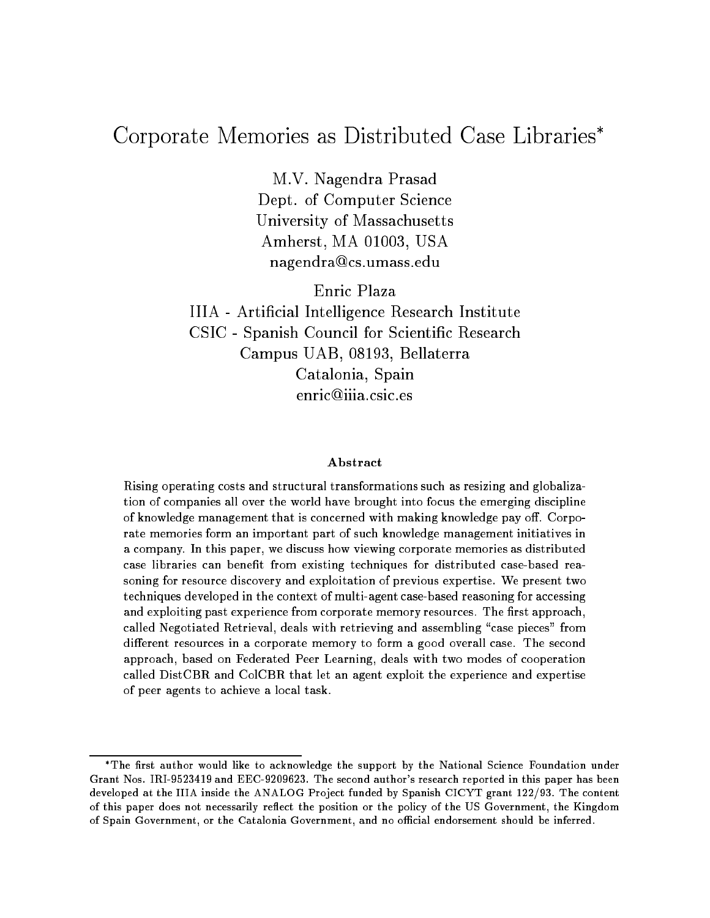# Corporate Memories as Distributed Case Libraries*

M.V. Nagendra Prasad
Dept. of Computer Science
University of Massachusetts
Amherst, MA 01003, USA
nagendra@cs.umass.edu

Enric Plaza
IIIA - Artificial Intelligence Research Institute
CSIC - Spanish Council for Scientific Research
Campus UAB, 08193, Bellaterra
Catalonia, Spain
enric@iiia.csic.es

### Abstract

Rising operating costs and structural transformations such as resizing and globalization of companies all over the world have brought into focus the emerging discipline of knowledge management that is concerned with making knowledge pay off. Corporate memories form an important part of such knowledge management initiatives in a company. In this paper, we discuss how viewing corporate memories as distributed case libraries can benefit from existing techniques for distributed case-based reasoning for resource discovery and exploitation of previous expertise. We present two techniques developed in the context of multi-agent case-based reasoning for accessing and exploiting past experience from corporate memory resources. The first approach, called Negotiated Retrieval, deals with retrieving and assembling "case pieces" from different resources in a corporate memory to form a good overall case. The second approach, based on Federated Peer Learning, deals with two modes of cooperation called DistCBR and ColCBR that let an agent exploit the experience and expertise of peer agents to achieve a local task.

---

*The first author would like to acknowledge the support by the National Science Foundation under Grant Nos. IRI-9523419 and EEC-9209623. The second author's research reported in this paper has been developed at the IIIA inside the ANALOG Project funded by Spanish CICYT grant 122/93. The content of this paper does not necessarily reflect the position or the policy of the US Government, the Kingdom of Spain Government, or the Catalonia Government, and no official endorsement should be inferred.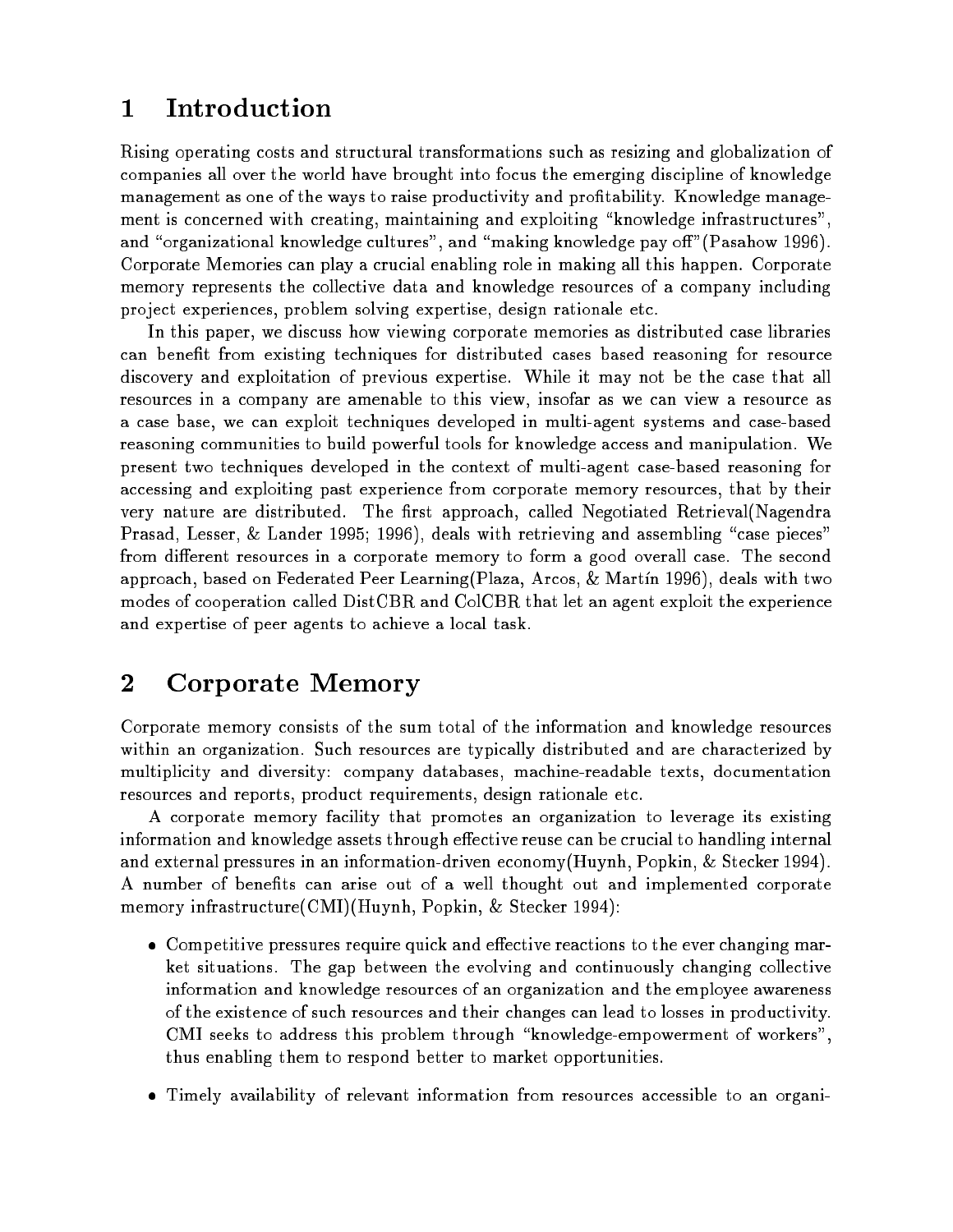# 1 Introduction

Rising operating costs and structural transformations such as resizing and globalization of companies all over the world have brought into focus the emerging discipline of knowledge management as one of the ways to raise productivity and profitability. Knowledge management is concerned with creating, maintaining and exploiting "knowledge infrastructures", and "organizational knowledge cultures", and "making knowledge pay off"(Pasahow 1996). Corporate Memories can play a crucial enabling role in making all this happen. Corporate memory represents the collective data and knowledge resources of a company including project experiences, problem solving expertise, design rationale etc.

In this paper, we discuss how viewing corporate memories as distributed case libraries can benefit from existing techniques for distributed cases based reasoning for resource discovery and exploitation of previous expertise. While it may not be the case that all resources in a company are amenable to this view, insofar as we can view a resource as a case base, we can exploit techniques developed in multi-agent systems and case-based reasoning communities to build powerful tools for knowledge access and manipulation. We present two techniques developed in the context of multi-agent case-based reasoning for accessing and exploiting past experience from corporate memory resources, that by their very nature are distributed. The first approach, called Negotiated Retrieval(Nagendra Prasad, Lesser, & Lander 1995; 1996), deals with retrieving and assembling "case pieces" from different resources in a corporate memory to form a good overall case. The second approach, based on Federated Peer Learning(Plaza, Arcos, & Martín 1996), deals with two modes of cooperation called DistCBR and ColCBR that let an agent exploit the experience and expertise of peer agents to achieve a local task.

# 2 Corporate Memory

Corporate memory consists of the sum total of the information and knowledge resources within an organization. Such resources are typically distributed and are characterized by multiplicity and diversity: company databases, machine-readable texts, documentation resources and reports, product requirements, design rationale etc.

A corporate memory facility that promotes an organization to leverage its existing information and knowledge assets through effective reuse can be crucial to handling internal and external pressures in an information-driven economy(Huynh, Popkin, & Stecker 1994). A number of benefits can arise out of a well thought out and implemented corporate memory infrastructure(CMI)(Huynh, Popkin, & Stecker 1994):

- Competitive pressures require quick and effective reactions to the ever changing market situations. The gap between the evolving and continuously changing collective information and knowledge resources of an organization and the employee awareness of the existence of such resources and their changes can lead to losses in productivity. CMI seeks to address this problem through "knowledge-empowerment of workers", thus enabling them to respond better to market opportunities.
- Timely availability of relevant information from resources accessible to an organi-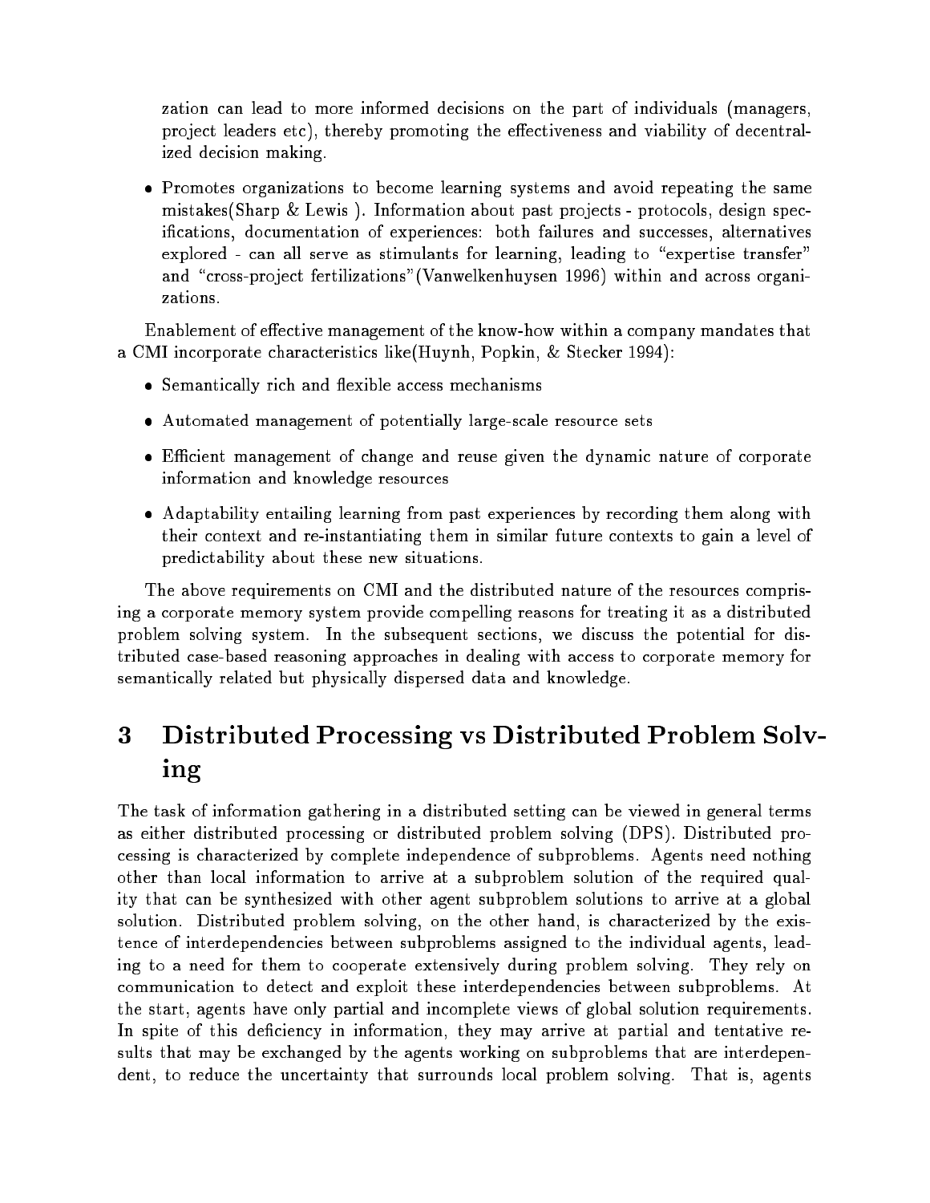zation can lead to more informed decisions on the part of individuals (managers, project leaders etc), thereby promoting the effectiveness and viability of decentralized decision making.

- Promotes organizations to become learning systems and avoid repeating the same mistakes(Sharp & Lewis ). Information about past projects - protocols, design specifications, documentation of experiences: both failures and successes, alternatives explored - can all serve as stimulants for learning, leading to "expertise transfer" and "cross-project fertilizations"(Vanwelkenhuysen 1996) within and across organizations.

Enablement of effective management of the know-how within a company mandates that a CMI incorporate characteristics like(Huynh, Popkin, & Stecker 1994):

- Semantically rich and flexible access mechanisms
- Automated management of potentially large-scale resource sets
- Efficient management of change and reuse given the dynamic nature of corporate information and knowledge resources
- Adaptability entailing learning from past experiences by recording them along with their context and re-instantiating them in similar future contexts to gain a level of predictability about these new situations.

The above requirements on CMI and the distributed nature of the resources comprising a corporate memory system provide compelling reasons for treating it as a distributed problem solving system. In the subsequent sections, we discuss the potential for distributed case-based reasoning approaches in dealing with access to corporate memory for semantically related but physically dispersed data and knowledge.

# 3 Distributed Processing vs Distributed Problem Solving

The task of information gathering in a distributed setting can be viewed in general terms as either distributed processing or distributed problem solving (DPS). Distributed processing is characterized by complete independence of subproblems. Agents need nothing other than local information to arrive at a subproblem solution of the required quality that can be synthesized with other agent subproblem solutions to arrive at a global solution. Distributed problem solving, on the other hand, is characterized by the existence of interdependencies between subproblems assigned to the individual agents, leading to a need for them to cooperate extensively during problem solving. They rely on communication to detect and exploit these interdependencies between subproblems. At the start, agents have only partial and incomplete views of global solution requirements. In spite of this deficiency in information, they may arrive at partial and tentative results that may be exchanged by the agents working on subproblems that are interdependent, to reduce the uncertainty that surrounds local problem solving. That is, agents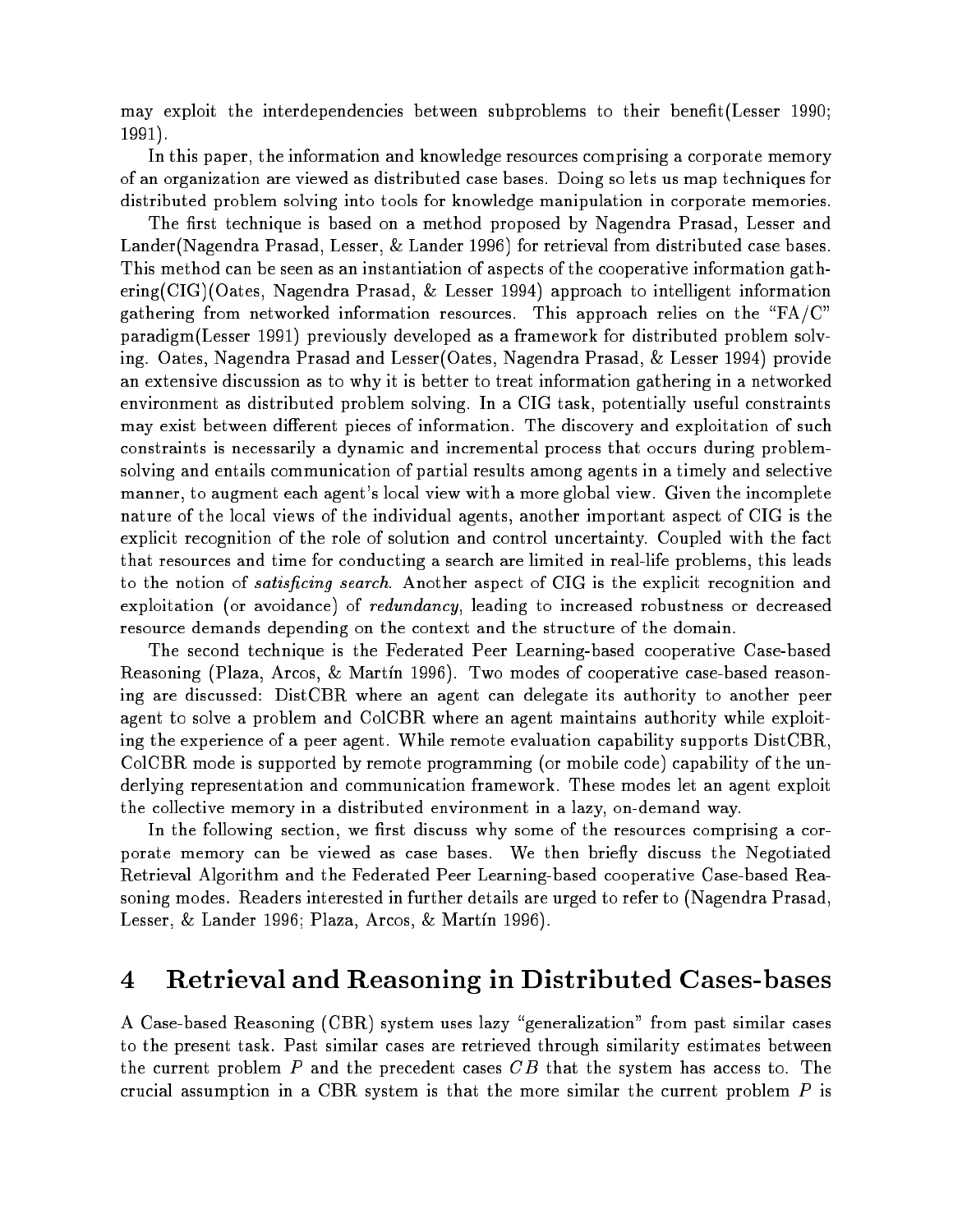may exploit the interdependencies between subproblems to their benefit(Lesser 1990; 1991).

In this paper, the information and knowledge resources comprising a corporate memory of an organization are viewed as distributed case bases. Doing so lets us map techniques for distributed problem solving into tools for knowledge manipulation in corporate memories.

The first technique is based on a method proposed by Nagendra Prasad, Lesser and Lander(Nagendra Prasad, Lesser, & Lander 1996) for retrieval from distributed case bases. This method can be seen as an instantiation of aspects of the cooperative information gathering(CIG)(Oates, Nagendra Prasad, & Lesser 1994) approach to intelligent information gathering from networked information resources. This approach relies on the "FA/C" paradigm(Lesser 1991) previously developed as a framework for distributed problem solving. Oates, Nagendra Prasad and Lesser(Oates, Nagendra Prasad, & Lesser 1994) provide an extensive discussion as to why it is better to treat information gathering in a networked environment as distributed problem solving. In a CIG task, potentially useful constraints may exist between different pieces of information. The discovery and exploitation of such constraints is necessarily a dynamic and incremental process that occurs during problem-solving and entails communication of partial results among agents in a timely and selective manner, to augment each agent's local view with a more global view. Given the incomplete nature of the local views of the individual agents, another important aspect of CIG is the explicit recognition of the role of solution and control uncertainty. Coupled with the fact that resources and time for conducting a search are limited in real-life problems, this leads to the notion of *satisficing search*. Another aspect of CIG is the explicit recognition and exploitation (or avoidance) of *redundancy*, leading to increased robustness or decreased resource demands depending on the context and the structure of the domain.

The second technique is the Federated Peer Learning-based cooperative Case-based Reasoning (Plaza, Arcos, & Martín 1996). Two modes of cooperative case-based reasoning are discussed: DistCBR where an agent can delegate its authority to another peer agent to solve a problem and ColCBR where an agent maintains authority while exploiting the experience of a peer agent. While remote evaluation capability supports DistCBR, ColCBR mode is supported by remote programming (or mobile code) capability of the underlying representation and communication framework. These modes let an agent exploit the collective memory in a distributed environment in a lazy, on-demand way.

In the following section, we first discuss why some of the resources comprising a corporate memory can be viewed as case bases. We then briefly discuss the Negotiated Retrieval Algorithm and the Federated Peer Learning-based cooperative Case-based Reasoning modes. Readers interested in further details are urged to refer to (Nagendra Prasad, Lesser, & Lander 1996; Plaza, Arcos, & Martín 1996).

# 4 Retrieval and Reasoning in Distributed Cases-bases

A Case-based Reasoning (CBR) system uses lazy "generalization" from past similar cases to the present task. Past similar cases are retrieved through similarity estimates between the current problem $P$ and the precedent cases $CB$ that the system has access to. The crucial assumption in a CBR system is that the more similar the current problem $P$ is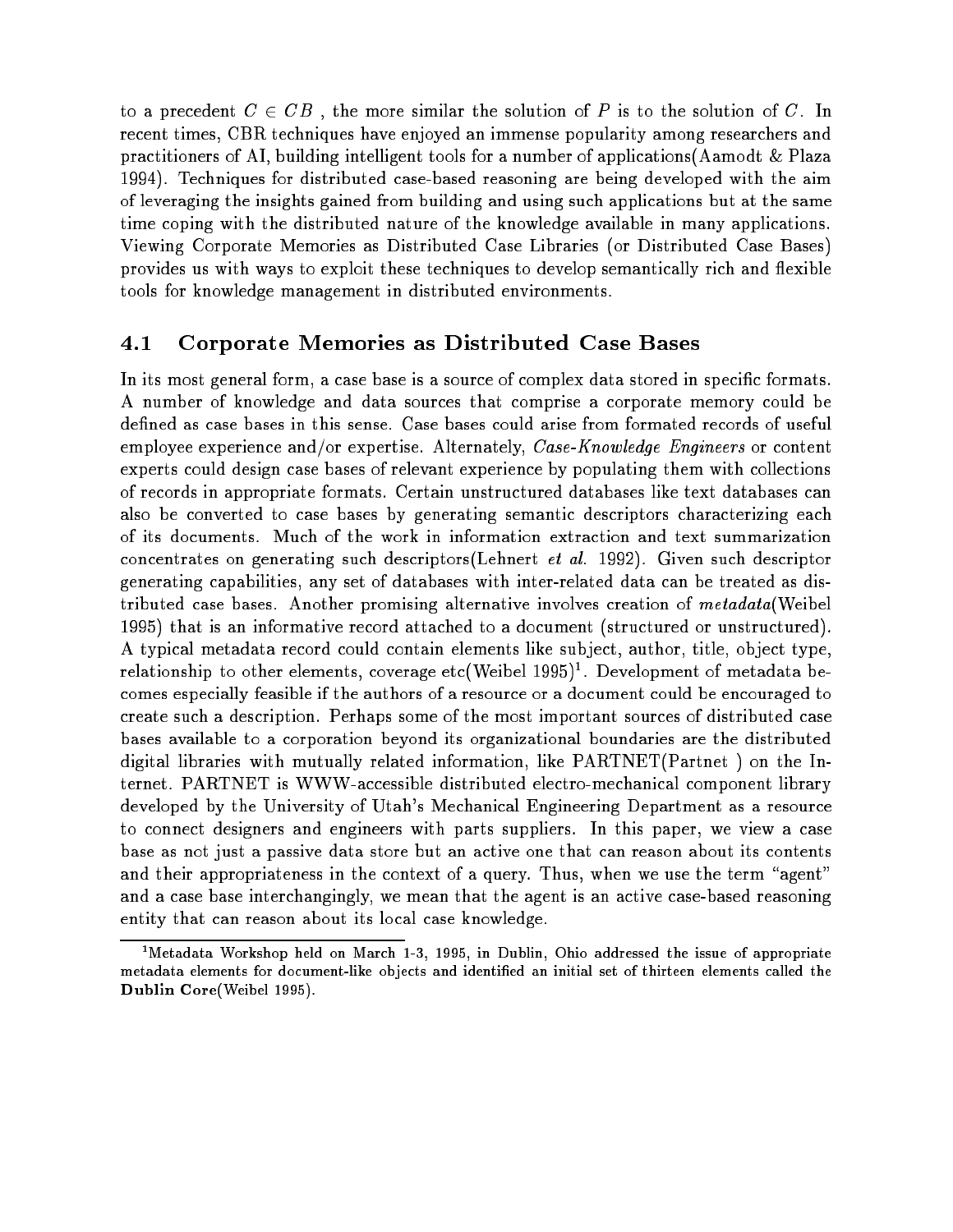to a precedent $C \in CB$ , the more similar the solution of $P$ is to the solution of $C$. In recent times, CBR techniques have enjoyed an immense popularity among researchers and practitioners of AI, building intelligent tools for a number of applications(Aamodt & Plaza 1994). Techniques for distributed case-based reasoning are being developed with the aim of leveraging the insights gained from building and using such applications but at the same time coping with the distributed nature of the knowledge available in many applications. Viewing Corporate Memories as Distributed Case Libraries (or Distributed Case Bases) provides us with ways to exploit these techniques to develop semantically rich and flexible tools for knowledge management in distributed environments.

## 4.1 Corporate Memories as Distributed Case Bases

In its most general form, a case base is a source of complex data stored in specific formats. A number of knowledge and data sources that comprise a corporate memory could be defined as case bases in this sense. Case bases could arise from formated records of useful employee experience and/or expertise. Alternately, *Case-Knowledge Engineers* or content experts could design case bases of relevant experience by populating them with collections of records in appropriate formats. Certain unstructured databases like text databases can also be converted to case bases by generating semantic descriptors characterizing each of its documents. Much of the work in information extraction and text summarization concentrates on generating such descriptors(Lehnert *et al.* 1992). Given such descriptor generating capabilities, any set of databases with inter-related data can be treated as distributed case bases. Another promising alternative involves creation of *metadata*(Weibel 1995) that is an informative record attached to a document (structured or unstructured). A typical metadata record could contain elements like subject, author, title, object type, relationship to other elements, coverage etc(Weibel 1995)[1]. Development of metadata becomes especially feasible if the authors of a resource or a document could be encouraged to create such a description. Perhaps some of the most important sources of distributed case bases available to a corporation beyond its organizational boundaries are the distributed digital libraries with mutually related information, like PARTNET(Partnet ) on the Internet. PARTNET is WWW-accessible distributed electro-mechanical component library developed by the University of Utah's Mechanical Engineering Department as a resource to connect designers and engineers with parts suppliers. In this paper, we view a case base as not just a passive data store but an active one that can reason about its contents and their appropriateness in the context of a query. Thus, when we use the term "agent" and a case base interchangingly, we mean that the agent is an active case-based reasoning entity that can reason about its local case knowledge.

[1] Metadata Workshop held on March 1-3, 1995, in Dublin, Ohio addressed the issue of appropriate metadata elements for document-like objects and identified an initial set of thirteen elements called the **Dublin Core**(Weibel 1995).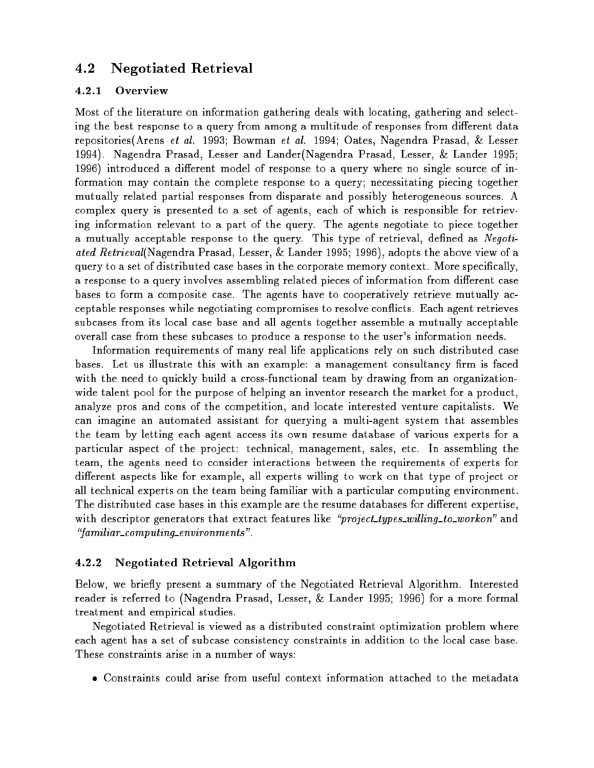## 4.2 Negotiated Retrieval

### 4.2.1 Overview

Most of the literature on information gathering deals with locating, gathering and selecting the best response to a query from among a multitude of responses from different data repositories(Arens *et al.* 1993; Bowman *et al.* 1994; Oates, Nagendra Prasad, & Lesser 1994). Nagendra Prasad, Lesser and Lander(Nagendra Prasad, Lesser, & Lander 1995; 1996) introduced a different model of response to a query where no single source of information may contain the complete response to a query; necessitating piecing together mutually related partial responses from disparate and possibly heterogeneous sources. A complex query is presented to a set of agents, each of which is responsible for retrieving information relevant to a part of the query. The agents negotiate to piece together a mutually acceptable response to the query. This type of retrieval, defined as *Negotiated Retrieval*(Nagendra Prasad, Lesser, & Lander 1995; 1996), adopts the above view of a query to a set of distributed case bases in the corporate memory context. More specifically, a response to a query involves assembling related pieces of information from different case bases to form a composite case. The agents have to cooperatively retrieve mutually acceptable responses while negotiating compromises to resolve conflicts. Each agent retrieves subcases from its local case base and all agents together assemble a mutually acceptable overall case from these subcases to produce a response to the user's information needs.

Information requirements of many real life applications rely on such distributed case bases. Let us illustrate this with an example: a management consultancy firm is faced with the need to quickly build a cross-functional team by drawing from an organization-wide talent pool for the purpose of helping an inventor research the market for a product, analyze pros and cons of the competition, and locate interested venture capitalists. We can imagine an automated assistant for querying a multi-agent system that assembles the team by letting each agent access its own resume database of various experts for a particular aspect of the project: technical, management, sales, etc. In assembling the team, the agents need to consider interactions between the requirements of experts for different aspects like for example, all experts willing to work on that type of project or all technical experts on the team being familiar with a particular computing environment. The distributed case bases in this example are the resume databases for different expertise, with descriptor generators that extract features like *"project_types_willing_to_workon"* and *"familiar_computing_environments"*.

### 4.2.2 Negotiated Retrieval Algorithm

Below, we briefly present a summary of the Negotiated Retrieval Algorithm. Interested reader is referred to (Nagendra Prasad, Lesser, & Lander 1995; 1996) for a more formal treatment and empirical studies.

Negotiated Retrieval is viewed as a distributed constraint optimization problem where each agent has a set of subcase consistency constraints in addition to the local case base. These constraints arise in a number of ways:

- Constraints could arise from useful context information attached to the metadata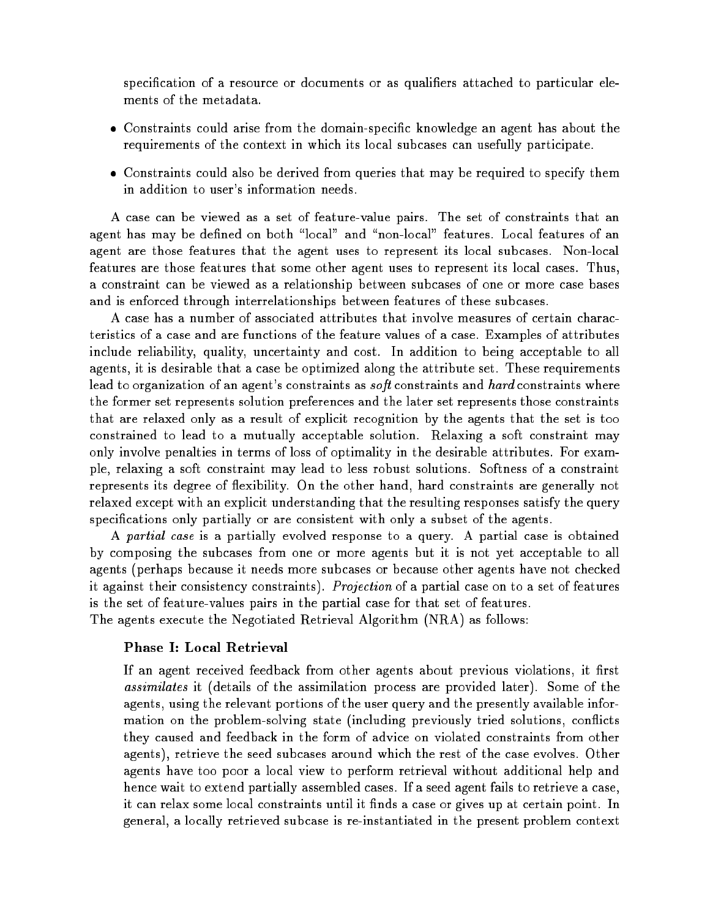specification of a resource or documents or as qualifiers attached to particular elements of the metadata.

- Constraints could arise from the domain-specific knowledge an agent has about the requirements of the context in which its local subcases can usefully participate.
- Constraints could also be derived from queries that may be required to specify them in addition to user's information needs.

A case can be viewed as a set of feature-value pairs. The set of constraints that an agent has may be defined on both "local" and "non-local" features. Local features of an agent are those features that the agent uses to represent its local subcases. Non-local features are those features that some other agent uses to represent its local cases. Thus, a constraint can be viewed as a relationship between subcases of one or more case bases and is enforced through interrelationships between features of these subcases.

A case has a number of associated attributes that involve measures of certain characteristics of a case and are functions of the feature values of a case. Examples of attributes include reliability, quality, uncertainty and cost. In addition to being acceptable to all agents, it is desirable that a case be optimized along the attribute set. These requirements lead to organization of an agent's constraints as *soft* constraints and *hard* constraints where the former set represents solution preferences and the later set represents those constraints that are relaxed only as a result of explicit recognition by the agents that the set is too constrained to lead to a mutually acceptable solution. Relaxing a soft constraint may only involve penalties in terms of loss of optimality in the desirable attributes. For example, relaxing a soft constraint may lead to less robust solutions. Softness of a constraint represents its degree of flexibility. On the other hand, hard constraints are generally not relaxed except with an explicit understanding that the resulting responses satisfy the query specifications only partially or are consistent with only a subset of the agents.

A *partial case* is a partially evolved response to a query. A partial case is obtained by composing the subcases from one or more agents but it is not yet acceptable to all agents (perhaps because it needs more subcases or because other agents have not checked it against their consistency constraints). *Projection* of a partial case on to a set of features is the set of feature-values pairs in the partial case for that set of features.
The agents execute the Negotiated Retrieval Algorithm (NRA) as follows:

**Phase I: Local Retrieval**

If an agent received feedback from other agents about previous violations, it first *assimilates* it (details of the assimilation process are provided later). Some of the agents, using the relevant portions of the user query and the presently available information on the problem-solving state (including previously tried solutions, conflicts they caused and feedback in the form of advice on violated constraints from other agents), retrieve the seed subcases around which the rest of the case evolves. Other agents have too poor a local view to perform retrieval without additional help and hence wait to extend partially assembled cases. If a seed agent fails to retrieve a case, it can relax some local constraints until it finds a case or gives up at certain point. In general, a locally retrieved subcase is re-instantiated in the present problem context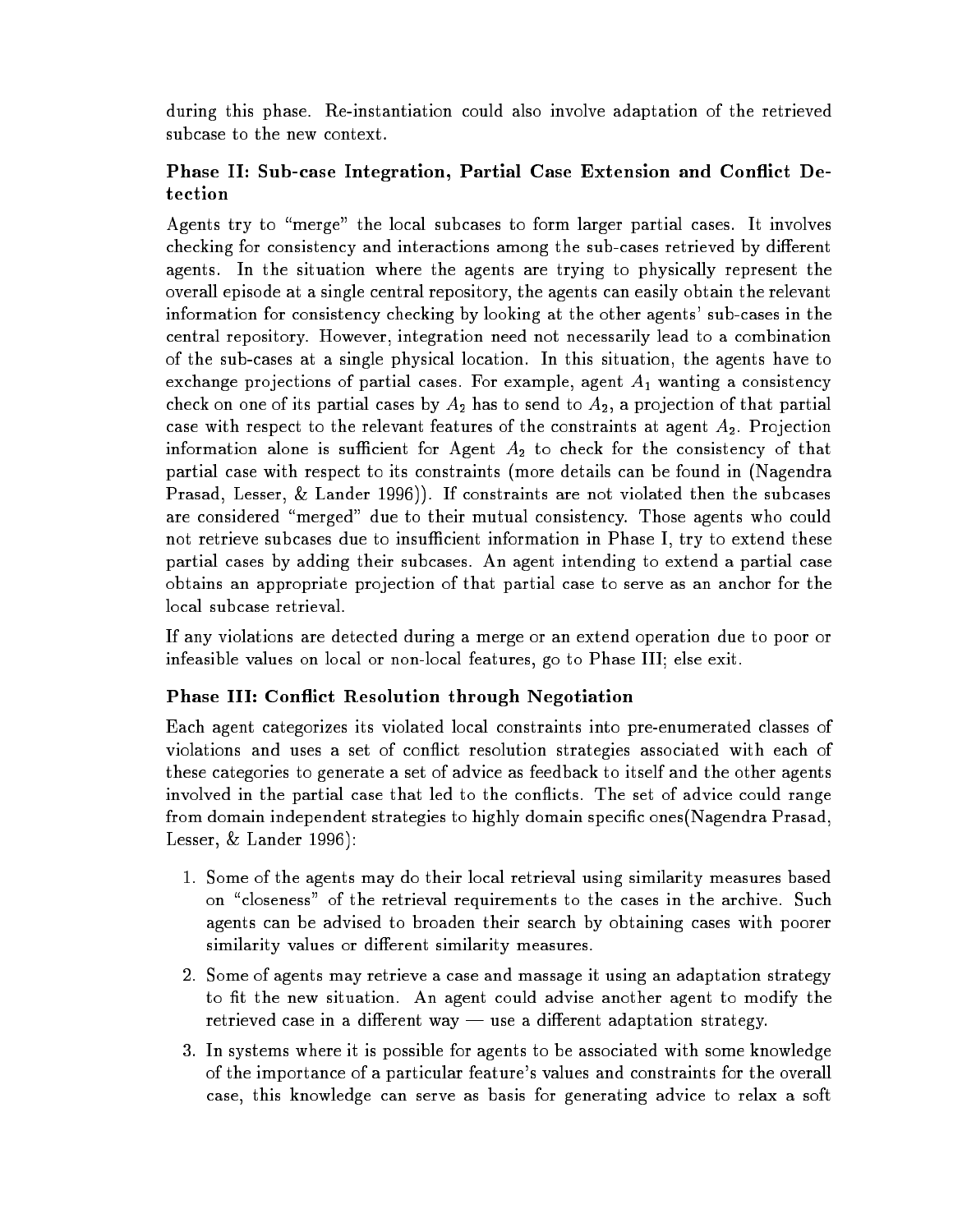during this phase. Re-instantiation could also involve adaptation of the retrieved subcase to the new context.

### Phase II: Sub-case Integration, Partial Case Extension and Conflict Detection

Agents try to "merge" the local subcases to form larger partial cases. It involves checking for consistency and interactions among the sub-cases retrieved by different agents. In the situation where the agents are trying to physically represent the overall episode at a single central repository, the agents can easily obtain the relevant information for consistency checking by looking at the other agents' sub-cases in the central repository. However, integration need not necessarily lead to a combination of the sub-cases at a single physical location. In this situation, the agents have to exchange projections of partial cases. For example, agent $A_1$ wanting a consistency check on one of its partial cases by $A_2$ has to send to $A_2$, a projection of that partial case with respect to the relevant features of the constraints at agent $A_2$. Projection information alone is sufficient for Agent $A_2$ to check for the consistency of that partial case with respect to its constraints (more details can be found in (Nagendra Prasad, Lesser, & Lander 1996)). If constraints are not violated then the subcases are considered "merged" due to their mutual consistency. Those agents who could not retrieve subcases due to insufficient information in Phase I, try to extend these partial cases by adding their subcases. An agent intending to extend a partial case obtains an appropriate projection of that partial case to serve as an anchor for the local subcase retrieval.

If any violations are detected during a merge or an extend operation due to poor or infeasible values on local or non-local features, go to Phase III; else exit.

### Phase III: Conflict Resolution through Negotiation

Each agent categorizes its violated local constraints into pre-enumerated classes of violations and uses a set of conflict resolution strategies associated with each of these categories to generate a set of advice as feedback to itself and the other agents involved in the partial case that led to the conflicts. The set of advice could range from domain independent strategies to highly domain specific ones(Nagendra Prasad, Lesser, & Lander 1996):

1. Some of the agents may do their local retrieval using similarity measures based on "closeness" of the retrieval requirements to the cases in the archive. Such agents can be advised to broaden their search by obtaining cases with poorer similarity values or different similarity measures.
2. Some of agents may retrieve a case and massage it using an adaptation strategy to fit the new situation. An agent could advise another agent to modify the retrieved case in a different way — use a different adaptation strategy.
3. In systems where it is possible for agents to be associated with some knowledge of the importance of a particular feature's values and constraints for the overall case, this knowledge can serve as basis for generating advice to relax a soft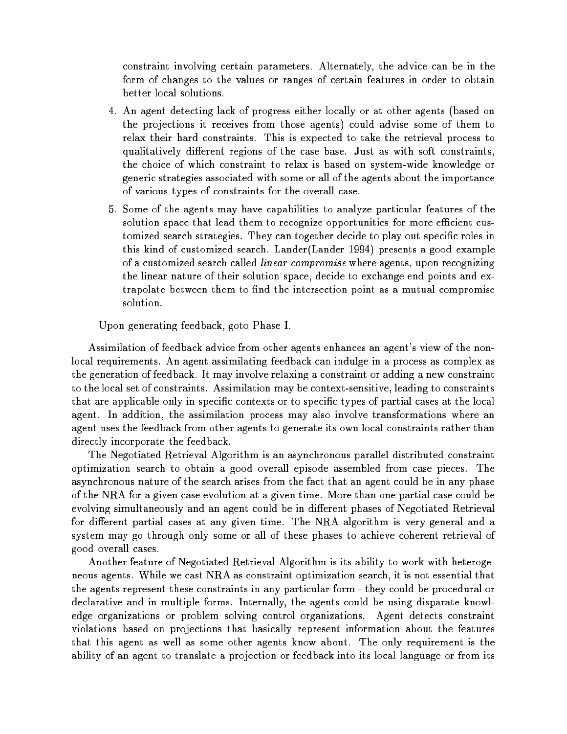constraint involving certain parameters. Alternately, the advice can be in the form of changes to the values or ranges of certain features in order to obtain better local solutions.

4. An agent detecting lack of progress either locally or at other agents (based on the projections it receives from those agents) could advise some of them to relax their hard constraints. This is expected to take the retrieval process to qualitatively different regions of the case base. Just as with soft constraints, the choice of which constraint to relax is based on system-wide knowledge or generic strategies associated with some or all of the agents about the importance of various types of constraints for the overall case.

5. Some of the agents may have capabilities to analyze particular features of the solution space that lead them to recognize opportunities for more efficient customized search strategies. They can together decide to play out specific roles in this kind of customized search. Lander(Lander 1994) presents a good example of a customized search called *linear compromise* where agents, upon recognizing the linear nature of their solution space, decide to exchange end points and extrapolate between them to find the intersection point as a mutual compromise solution.

Upon generating feedback, goto Phase I.

Assimilation of feedback advice from other agents enhances an agent's view of the non-local requirements. An agent assimilating feedback can indulge in a process as complex as the generation of feedback. It may involve relaxing a constraint or adding a new constraint to the local set of constraints. Assimilation may be context-sensitive, leading to constraints that are applicable only in specific contexts or to specific types of partial cases at the local agent. In addition, the assimilation process may also involve transformations where an agent uses the feedback from other agents to generate its own local constraints rather than directly incorporate the feedback.

The Negotiated Retrieval Algorithm is an asynchronous parallel distributed constraint optimization search to obtain a good overall episode assembled from case pieces. The asynchronous nature of the search arises from the fact that an agent could be in any phase of the NRA for a given case evolution at a given time. More than one partial case could be evolving simultaneously and an agent could be in different phases of Negotiated Retrieval for different partial cases at any given time. The NRA algorithm is very general and a system may go through only some or all of these phases to achieve coherent retrieval of good overall cases.

Another feature of Negotiated Retrieval Algorithm is its ability to work with heterogeneous agents. While we cast NRA as constraint optimization search, it is not essential that the agents represent these constraints in any particular form - they could be procedural or declarative and in multiple forms. Internally, the agents could be using disparate knowledge organizations or problem solving control organizations. Agent detects constraint violations based on projections that basically represent information about the features that this agent as well as some other agents know about. The only requirement is the ability of an agent to translate a projection or feedback into its local language or from its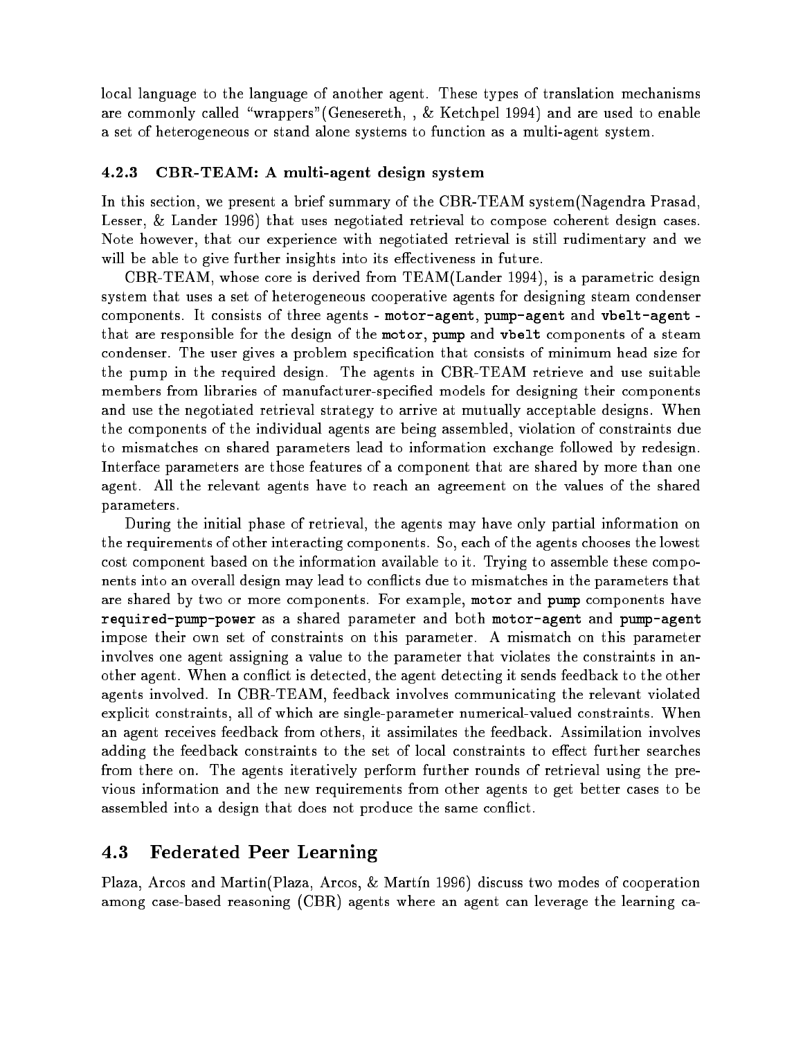local language to the language of another agent. These types of translation mechanisms are commonly called "wrappers"(Genesereth, , & Ketchpel 1994) and are used to enable a set of heterogeneous or stand alone systems to function as a multi-agent system.

#### 4.2.3 CBR-TEAM: A multi-agent design system

In this section, we present a brief summary of the CBR-TEAM system(Nagendra Prasad, Lesser, & Lander 1996) that uses negotiated retrieval to compose coherent design cases. Note however, that our experience with negotiated retrieval is still rudimentary and we will be able to give further insights into its effectiveness in future.

CBR-TEAM, whose core is derived from TEAM(Lander 1994), is a parametric design system that uses a set of heterogeneous cooperative agents for designing steam condenser components. It consists of three agents - `motor-agent`, `pump-agent` and `vbelt-agent` - that are responsible for the design of the `motor`, `pump` and `vbelt` components of a steam condenser. The user gives a problem specification that consists of minimum head size for the pump in the required design. The agents in CBR-TEAM retrieve and use suitable members from libraries of manufacturer-specified models for designing their components and use the negotiated retrieval strategy to arrive at mutually acceptable designs. When the components of the individual agents are being assembled, violation of constraints due to mismatches on shared parameters lead to information exchange followed by redesign. Interface parameters are those features of a component that are shared by more than one agent. All the relevant agents have to reach an agreement on the values of the shared parameters.

During the initial phase of retrieval, the agents may have only partial information on the requirements of other interacting components. So, each of the agents chooses the lowest cost component based on the information available to it. Trying to assemble these components into an overall design may lead to conflicts due to mismatches in the parameters that are shared by two or more components. For example, `motor` and `pump` components have `required-pump-power` as a shared parameter and both `motor-agent` and `pump-agent` impose their own set of constraints on this parameter. A mismatch on this parameter involves one agent assigning a value to the parameter that violates the constraints in another agent. When a conflict is detected, the agent detecting it sends feedback to the other agents involved. In CBR-TEAM, feedback involves communicating the relevant violated explicit constraints, all of which are single-parameter numerical-valued constraints. When an agent receives feedback from others, it assimilates the feedback. Assimilation involves adding the feedback constraints to the set of local constraints to effect further searches from there on. The agents iteratively perform further rounds of retrieval using the previous information and the new requirements from other agents to get better cases to be assembled into a design that does not produce the same conflict.

### 4.3 Federated Peer Learning

Plaza, Arcos and Martin(Plaza, Arcos, & Martín 1996) discuss two modes of cooperation among case-based reasoning (CBR) agents where an agent can leverage the learning ca-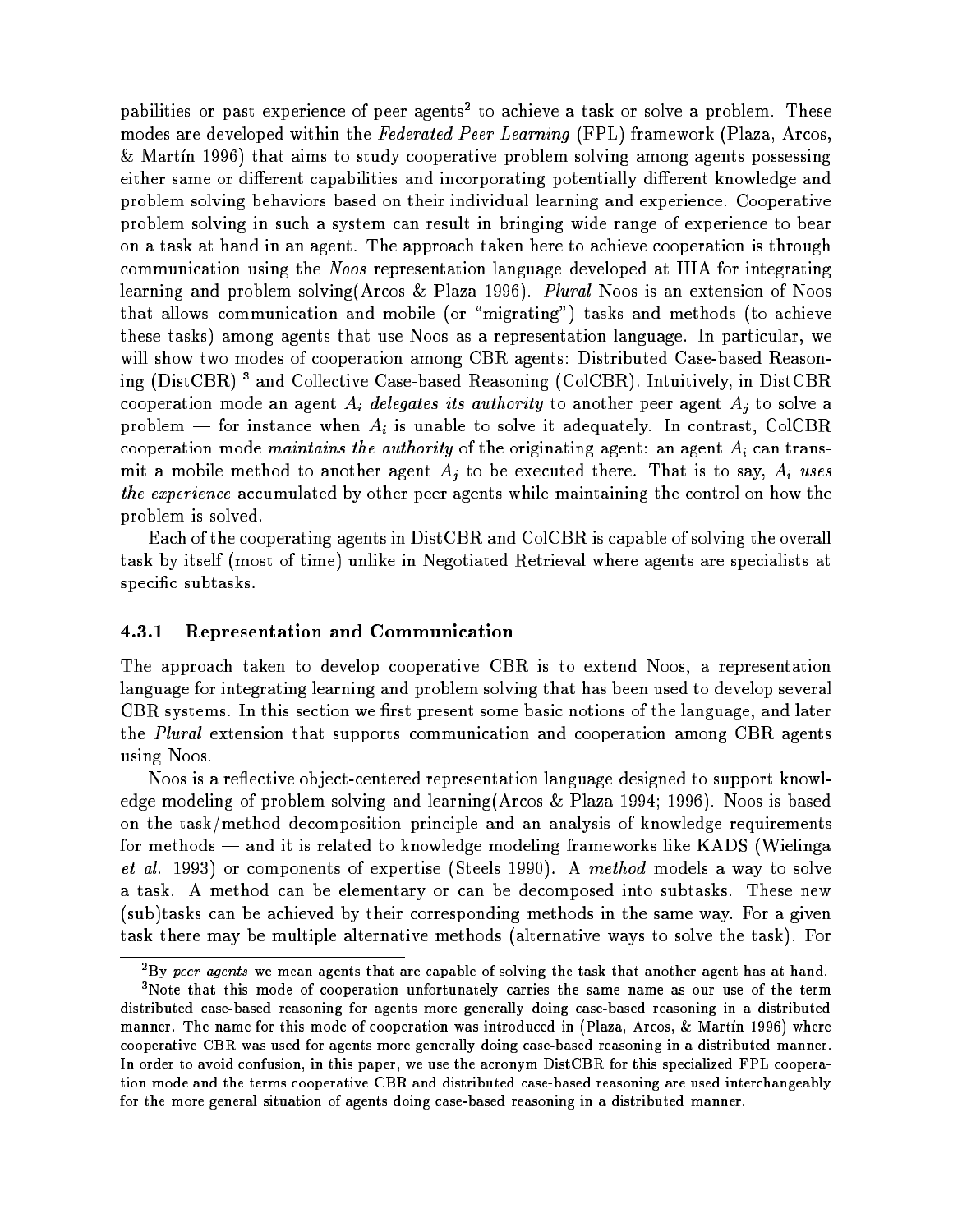pabilities or past experience of peer agents[2] to achieve a task or solve a problem. These modes are developed within the *Federated Peer Learning* (FPL) framework (Plaza, Arcos, & Martín 1996) that aims to study cooperative problem solving among agents possessing either same or different capabilities and incorporating potentially different knowledge and problem solving behaviors based on their individual learning and experience. Cooperative problem solving in such a system can result in bringing wide range of experience to bear on a task at hand in an agent. The approach taken here to achieve cooperation is through communication using the *Noos* representation language developed at IIIA for integrating learning and problem solving(Arcos & Plaza 1996). *Plural* Noos is an extension of Noos that allows communication and mobile (or "migrating") tasks and methods (to achieve these tasks) among agents that use Noos as a representation language. In particular, we will show two modes of cooperation among CBR agents: Distributed Case-based Reasoning (DistCBR) [3] and Collective Case-based Reasoning (ColCBR). Intuitively, in DistCBR cooperation mode an agent $A_i$ *delegates its authority* to another peer agent $A_j$ to solve a problem — for instance when $A_i$ is unable to solve it adequately. In contrast, ColCBR cooperation mode *maintains the authority* of the originating agent: an agent $A_i$ can transmit a mobile method to another agent $A_j$ to be executed there. That is to say, $A_i$ *uses the experience* accumulated by other peer agents while maintaining the control on how the problem is solved.

Each of the cooperating agents in DistCBR and ColCBR is capable of solving the overall task by itself (most of time) unlike in Negotiated Retrieval where agents are specialists at specific subtasks.

### 4.3.1 Representation and Communication

The approach taken to develop cooperative CBR is to extend Noos, a representation language for integrating learning and problem solving that has been used to develop several CBR systems. In this section we first present some basic notions of the language, and later the *Plural* extension that supports communication and cooperation among CBR agents using Noos.

Noos is a reflective object-centered representation language designed to support knowledge modeling of problem solving and learning(Arcos & Plaza 1994; 1996). Noos is based on the task/method decomposition principle and an analysis of knowledge requirements for methods — and it is related to knowledge modeling frameworks like KADS (Wielinga *et al.* 1993) or components of expertise (Steels 1990). A *method* models a way to solve a task. A method can be elementary or can be decomposed into subtasks. These new (sub)tasks can be achieved by their corresponding methods in the same way. For a given task there may be multiple alternative methods (alternative ways to solve the task). For

[2] By *peer agents* we mean agents that are capable of solving the task that another agent has at hand.

[3] Note that this mode of cooperation unfortunately carries the same name as our use of the term distributed case-based reasoning for agents more generally doing case-based reasoning in a distributed manner. The name for this mode of cooperation was introduced in (Plaza, Arcos, & Martín 1996) where cooperative CBR was used for agents more generally doing case-based reasoning in a distributed manner. In order to avoid confusion, in this paper, we use the acronym DistCBR for this specialized FPL cooperation mode and the terms cooperative CBR and distributed case-based reasoning are used interchangeably for the more general situation of agents doing case-based reasoning in a distributed manner.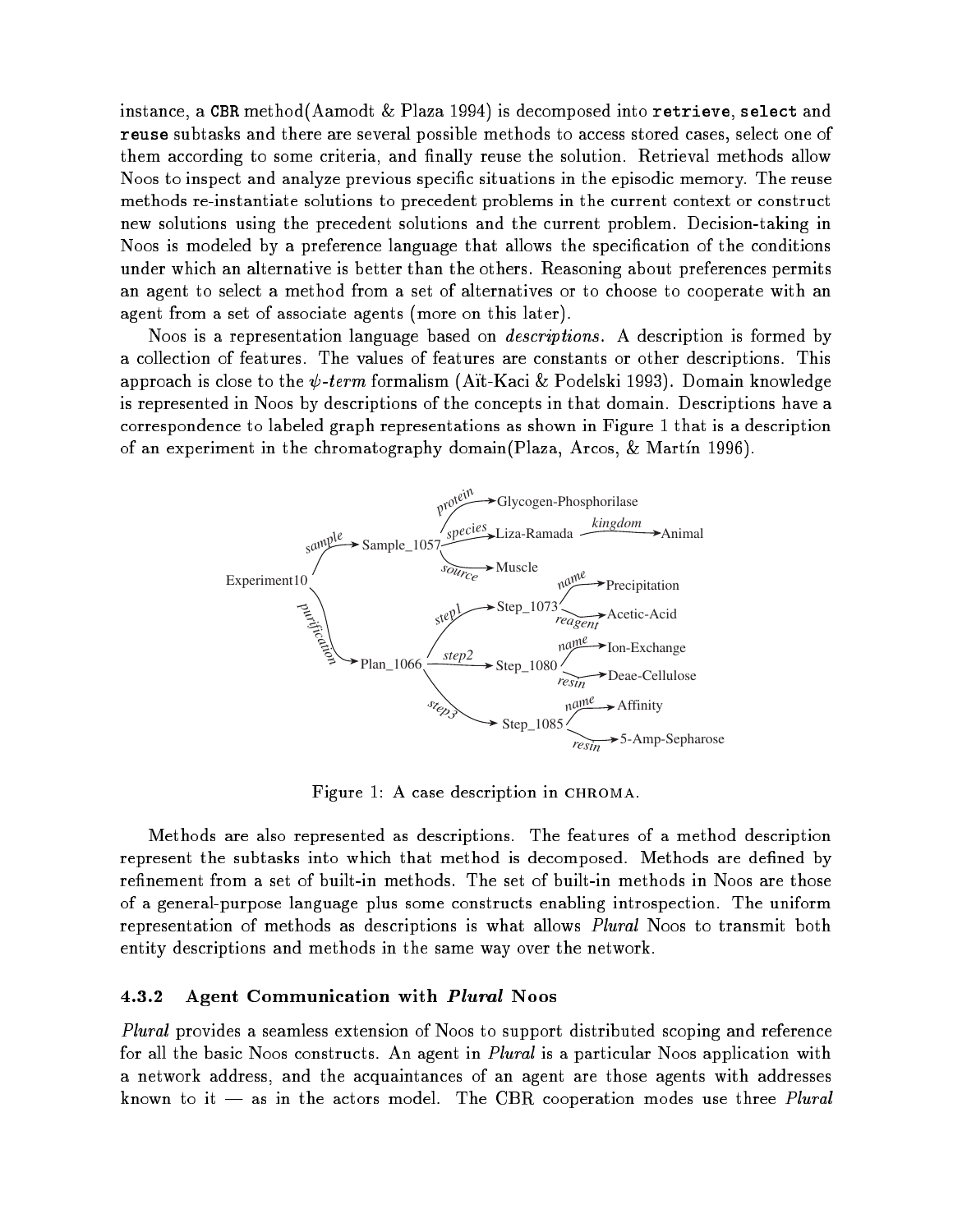instance, a `CBR` method(Aamodt & Plaza 1994) is decomposed into `retrieve`, `select` and `reuse` subtasks and there are several possible methods to access stored cases, select one of them according to some criteria, and finally reuse the solution. Retrieval methods allow Noos to inspect and analyze previous specific situations in the episodic memory. The reuse methods re-instantiate solutions to precedent problems in the current context or construct new solutions using the precedent solutions and the current problem. Decision-taking in Noos is modeled by a preference language that allows the specification of the conditions under which an alternative is better than the others. Reasoning about preferences permits an agent to select a method from a set of alternatives or to choose to cooperate with an agent from a set of associate agents (more on this later).

Noos is a representation language based on *descriptions*. A description is formed by a collection of features. The values of features are constants or other descriptions. This approach is close to the $\psi$*-term* formalism (Aït-Kaci & Podelski 1993). Domain knowledge is represented in Noos by descriptions of the concepts in that domain. Descriptions have a correspondence to labeled graph representations as shown in Figure 1 that is a description of an experiment in the chromatography domain(Plaza, Arcos, & Martín 1996).

Figure 1: A case description in CHROMA.

Methods are also represented as descriptions. The features of a method description represent the subtasks into which that method is decomposed. Methods are defined by refinement from a set of built-in methods. The set of built-in methods in Noos are those of a general-purpose language plus some constructs enabling introspection. The uniform representation of methods as descriptions is what allows *Plural* Noos to transmit both entity descriptions and methods in the same way over the network.

### 4.3.2 Agent Communication with *Plural* Noos

*Plural* provides a seamless extension of Noos to support distributed scoping and reference for all the basic Noos constructs. An agent in *Plural* is a particular Noos application with a network address, and the acquaintances of an agent are those agents with addresses known to it — as in the actors model. The CBR cooperation modes use three *Plural*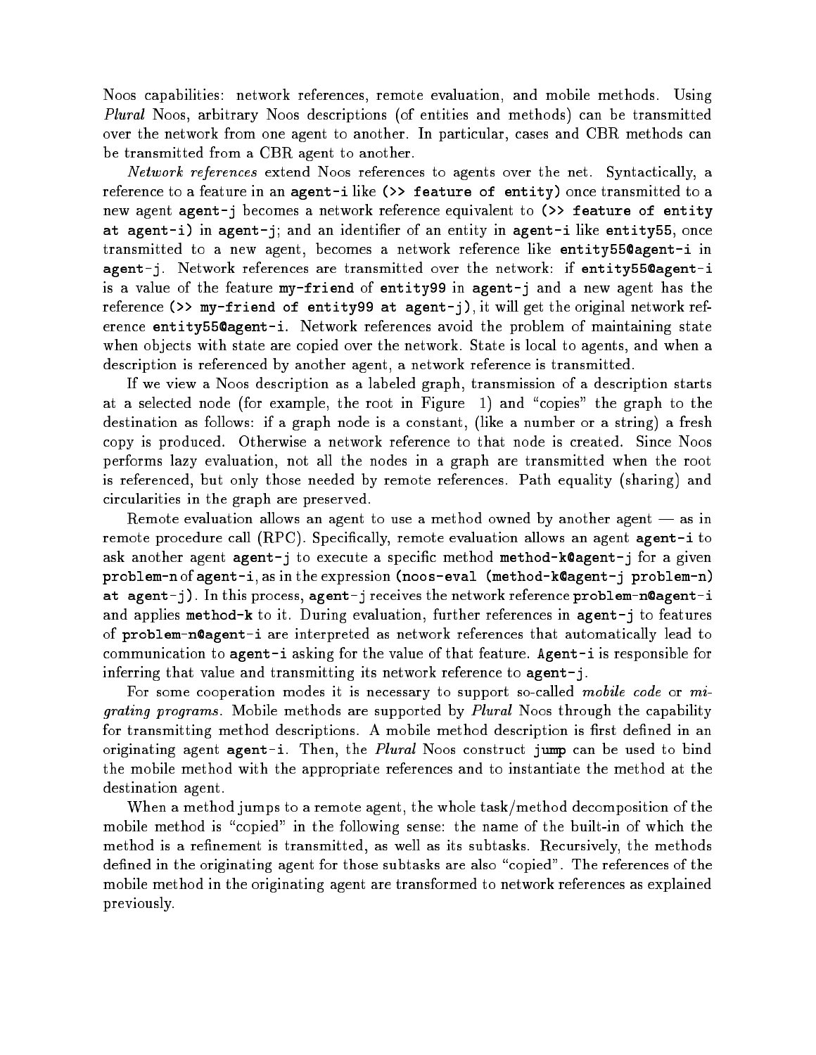Noos capabilities: network references, remote evaluation, and mobile methods. Using *Plural* Noos, arbitrary Noos descriptions (of entities and methods) can be transmitted over the network from one agent to another. In particular, cases and CBR methods can be transmitted from a CBR agent to another.

*Network references* extend Noos references to agents over the net. Syntactically, a reference to a feature in an `agent-i` like `(>> feature of entity)` once transmitted to a new agent `agent-j` becomes a network reference equivalent to `(>> feature of entity at agent-i)` in `agent-j`; and an identifier of an entity in `agent-i` like `entity55`, once transmitted to a new agent, becomes a network reference like `entity55@agent-i` in `agent-j`. Network references are transmitted over the network: if `entity55@agent-i` is a value of the feature `my-friend` of `entity99` in `agent-j` and a new agent has the reference `(>> my-friend of entity99 at agent-j)`, it will get the original network reference `entity55@agent-i`. Network references avoid the problem of maintaining state when objects with state are copied over the network. State is local to agents, and when a description is referenced by another agent, a network reference is transmitted.

If we view a Noos description as a labeled graph, transmission of a description starts at a selected node (for example, the root in Figure 1) and "copies" the graph to the destination as follows: if a graph node is a constant, (like a number or a string) a fresh copy is produced. Otherwise a network reference to that node is created. Since Noos performs lazy evaluation, not all the nodes in a graph are transmitted when the root is referenced, but only those needed by remote references. Path equality (sharing) and circularities in the graph are preserved.

Remote evaluation allows an agent to use a method owned by another agent — as in remote procedure call (RPC). Specifically, remote evaluation allows an agent `agent-i` to ask another agent `agent-j` to execute a specific method `method-k@agent-j` for a given `problem-n` of `agent-i`, as in the expression `(noos-eval (method-k@agent-j problem-n) at agent-j)`. In this process, `agent-j` receives the network reference `problem-n@agent-i` and applies `method-k` to it. During evaluation, further references in `agent-j` to features of `problem-n@agent-i` are interpreted as network references that automatically lead to communication to `agent-i` asking for the value of that feature. `Agent-i` is responsible for inferring that value and transmitting its network reference to `agent-j`.

For some cooperation modes it is necessary to support so-called *mobile code* or *migrating programs*. Mobile methods are supported by *Plural* Noos through the capability for transmitting method descriptions. A mobile method description is first defined in an originating agent `agent-i`. Then, the *Plural* Noos construct `jump` can be used to bind the mobile method with the appropriate references and to instantiate the method at the destination agent.

When a method jumps to a remote agent, the whole task/method decomposition of the mobile method is "copied" in the following sense: the name of the built-in of which the method is a refinement is transmitted, as well as its subtasks. Recursively, the methods defined in the originating agent for those subtasks are also "copied". The references of the mobile method in the originating agent are transformed to network references as explained previously.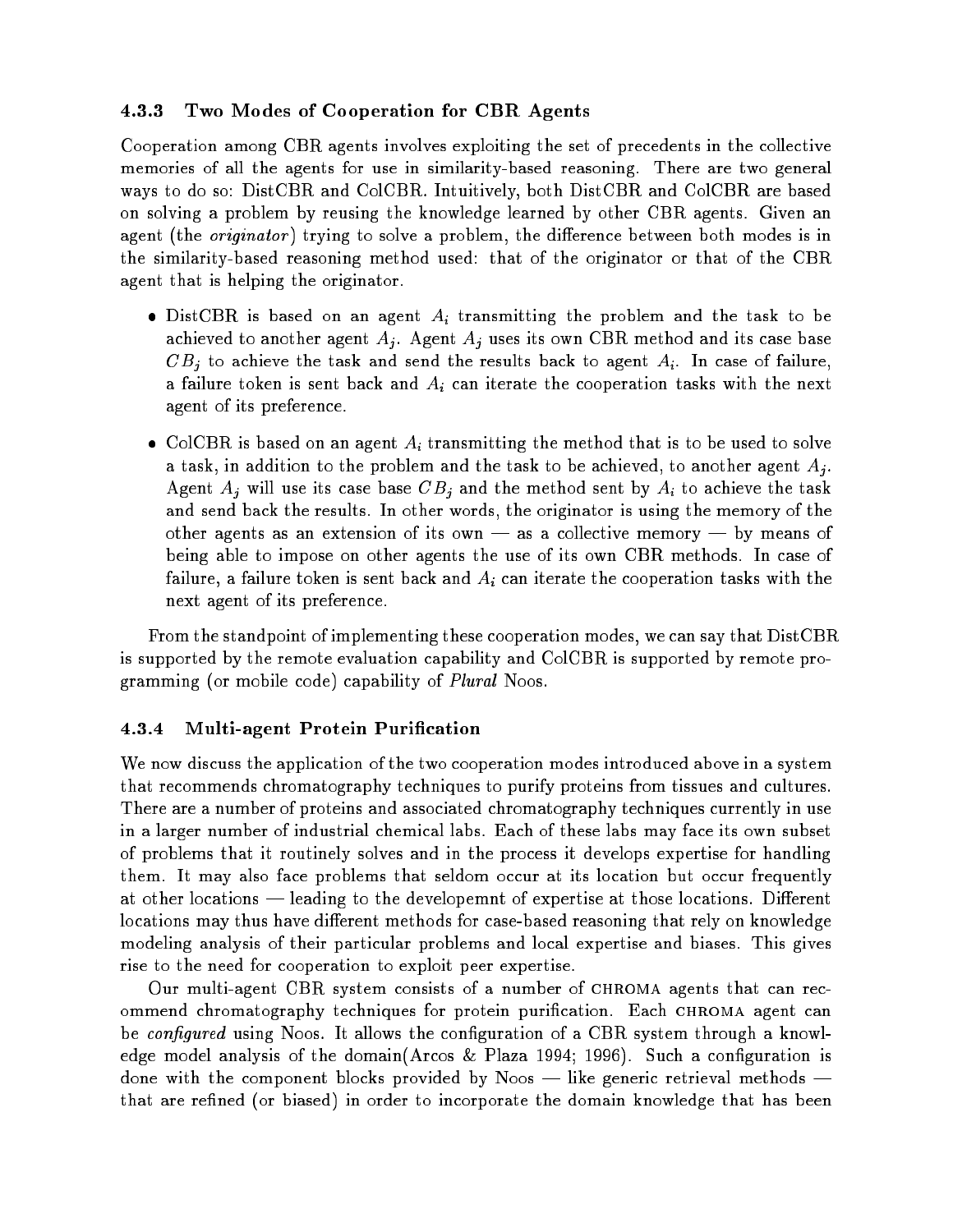### 4.3.3 Two Modes of Cooperation for CBR Agents

Cooperation among CBR agents involves exploiting the set of precedents in the collective memories of all the agents for use in similarity-based reasoning. There are two general ways to do so: DistCBR and ColCBR. Intuitively, both DistCBR and ColCBR are based on solving a problem by reusing the knowledge learned by other CBR agents. Given an agent (the *originator*) trying to solve a problem, the difference between both modes is in the similarity-based reasoning method used: that of the originator or that of the CBR agent that is helping the originator.

- DistCBR is based on an agent $A_i$ transmitting the problem and the task to be achieved to another agent $A_j$. Agent $A_j$ uses its own CBR method and its case base $CB_j$ to achieve the task and send the results back to agent $A_i$. In case of failure, a failure token is sent back and $A_i$ can iterate the cooperation tasks with the next agent of its preference.
- ColCBR is based on an agent $A_i$ transmitting the method that is to be used to solve a task, in addition to the problem and the task to be achieved, to another agent $A_j$. Agent $A_j$ will use its case base $CB_j$ and the method sent by $A_i$ to achieve the task and send back the results. In other words, the originator is using the memory of the other agents as an extension of its own — as a collective memory — by means of being able to impose on other agents the use of its own CBR methods. In case of failure, a failure token is sent back and $A_i$ can iterate the cooperation tasks with the next agent of its preference.

From the standpoint of implementing these cooperation modes, we can say that DistCBR is supported by the remote evaluation capability and ColCBR is supported by remote programming (or mobile code) capability of *Plural* Noos.

### 4.3.4 Multi-agent Protein Purification

We now discuss the application of the two cooperation modes introduced above in a system that recommends chromatography techniques to purify proteins from tissues and cultures. There are a number of proteins and associated chromatography techniques currently in use in a larger number of industrial chemical labs. Each of these labs may face its own subset of problems that it routinely solves and in the process it develops expertise for handling them. It may also face problems that seldom occur at its location but occur frequently at other locations — leading to the developemnt of expertise at those locations. Different locations may thus have different methods for case-based reasoning that rely on knowledge modeling analysis of their particular problems and local expertise and biases. This gives rise to the need for cooperation to exploit peer expertise.

Our multi-agent CBR system consists of a number of CHROMA agents that can recommend chromatography techniques for protein purification. Each CHROMA agent can be *configured* using Noos. It allows the configuration of a CBR system through a knowledge model analysis of the domain(Arcos & Plaza 1994; 1996). Such a configuration is done with the component blocks provided by Noos — like generic retrieval methods — that are refined (or biased) in order to incorporate the domain knowledge that has been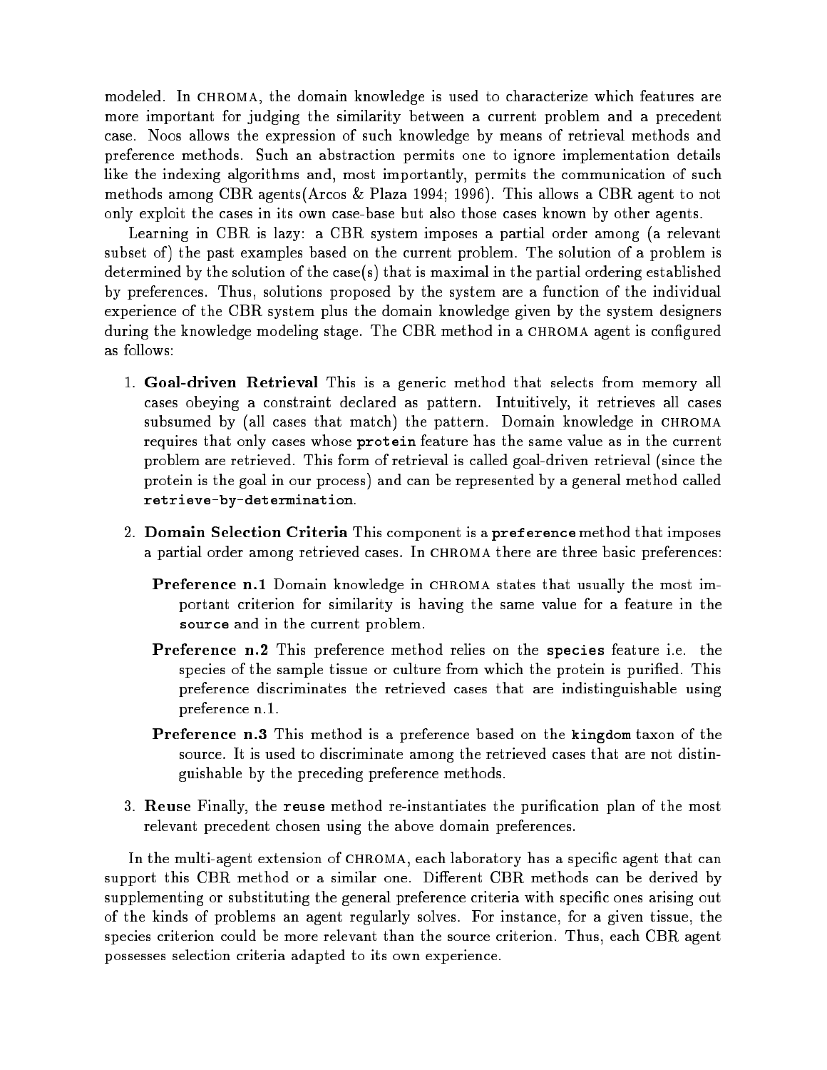modeled. In CHROMA, the domain knowledge is used to characterize which features are more important for judging the similarity between a current problem and a precedent case. Noos allows the expression of such knowledge by means of retrieval methods and preference methods. Such an abstraction permits one to ignore implementation details like the indexing algorithms and, most importantly, permits the communication of such methods among CBR agents(Arcos & Plaza 1994; 1996). This allows a CBR agent to not only exploit the cases in its own case-base but also those cases known by other agents.

Learning in CBR is lazy: a CBR system imposes a partial order among (a relevant subset of) the past examples based on the current problem. The solution of a problem is determined by the solution of the case(s) that is maximal in the partial ordering established by preferences. Thus, solutions proposed by the system are a function of the individual experience of the CBR system plus the domain knowledge given by the system designers during the knowledge modeling stage. The CBR method in a CHROMA agent is configured as follows:

1. **Goal-driven Retrieval** This is a generic method that selects from memory all cases obeying a constraint declared as pattern. Intuitively, it retrieves all cases subsumed by (all cases that match) the pattern. Domain knowledge in CHROMA requires that only cases whose `protein` feature has the same value as in the current problem are retrieved. This form of retrieval is called goal-driven retrieval (since the protein is the goal in our process) and can be represented by a general method called `retrieve-by-determination`.

2. **Domain Selection Criteria** This component is a `preference` method that imposes a partial order among retrieved cases. In CHROMA there are three basic preferences:

   **Preference n.1** Domain knowledge in CHROMA states that usually the most important criterion for similarity is having the same value for a feature in the `source` and in the current problem.

   **Preference n.2** This preference method relies on the `species` feature i.e. the species of the sample tissue or culture from which the protein is purified. This preference discriminates the retrieved cases that are indistinguishable using preference n.1.

   **Preference n.3** This method is a preference based on the `kingdom` taxon of the source. It is used to discriminate among the retrieved cases that are not distinguishable by the preceding preference methods.

3. **Reuse** Finally, the `reuse` method re-instantiates the purification plan of the most relevant precedent chosen using the above domain preferences.

In the multi-agent extension of CHROMA, each laboratory has a specific agent that can support this CBR method or a similar one. Different CBR methods can be derived by supplementing or substituting the general preference criteria with specific ones arising out of the kinds of problems an agent regularly solves. For instance, for a given tissue, the species criterion could be more relevant than the source criterion. Thus, each CBR agent possesses selection criteria adapted to its own experience.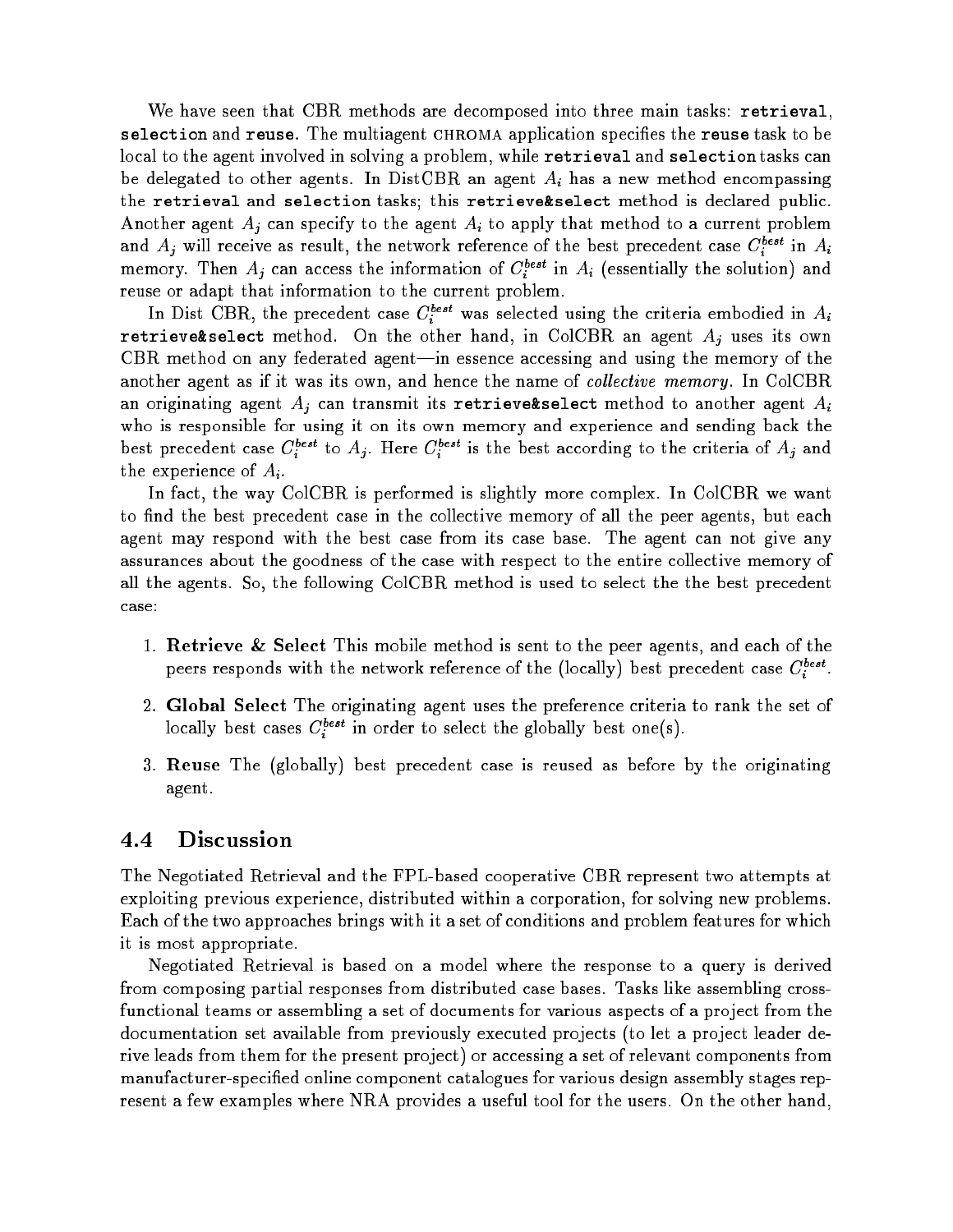We have seen that CBR methods are decomposed into three main tasks: `retrieval`, `selection` and `reuse`. The multiagent CHROMA application specifies the `reuse` task to be local to the agent involved in solving a problem, while `retrieval` and `selection` tasks can be delegated to other agents. In DistCBR an agent $A_i$ has a new method encompassing the `retrieval` and `selection` tasks; this `retrieve&select` method is declared public. Another agent $A_j$ can specify to the agent $A_i$ to apply that method to a current problem and $A_j$ will receive as result, the network reference of the best precedent case $C_i^{best}$ in $A_i$ memory. Then $A_j$ can access the information of $C_i^{best}$ in $A_i$ (essentially the solution) and reuse or adapt that information to the current problem.

In Dist CBR, the precedent case $C_i^{best}$ was selected using the criteria embodied in $A_i$ `retrieve&select` method. On the other hand, in ColCBR an agent $A_j$ uses its own CBR method on any federated agent—in essence accessing and using the memory of the another agent as if it was its own, and hence the name of *collective memory*. In ColCBR an originating agent $A_j$ can transmit its `retrieve&select` method to another agent $A_i$ who is responsible for using it on its own memory and experience and sending back the best precedent case $C_i^{best}$ to $A_j$. Here $C_i^{best}$ is the best according to the criteria of $A_j$ and the experience of $A_i$.

In fact, the way ColCBR is performed is slightly more complex. In ColCBR we want to find the best precedent case in the collective memory of all the peer agents, but each agent may respond with the best case from its case base. The agent can not give any assurances about the goodness of the case with respect to the entire collective memory of all the agents. So, the following ColCBR method is used to select the the best precedent case:

1. **Retrieve & Select** This mobile method is sent to the peer agents, and each of the peers responds with the network reference of the (locally) best precedent case $C_i^{best}$.
2. **Global Select** The originating agent uses the preference criteria to rank the set of locally best cases $C_i^{best}$ in order to select the globally best one(s).
3. **Reuse** The (globally) best precedent case is reused as before by the originating agent.

## 4.4 Discussion

The Negotiated Retrieval and the FPL-based cooperative CBR represent two attempts at exploiting previous experience, distributed within a corporation, for solving new problems. Each of the two approaches brings with it a set of conditions and problem features for which it is most appropriate.

Negotiated Retrieval is based on a model where the response to a query is derived from composing partial responses from distributed case bases. Tasks like assembling cross-functional teams or assembling a set of documents for various aspects of a project from the documentation set available from previously executed projects (to let a project leader derive leads from them for the present project) or accessing a set of relevant components from manufacturer-specified online component catalogues for various design assembly stages represent a few examples where NRA provides a useful tool for the users. On the other hand,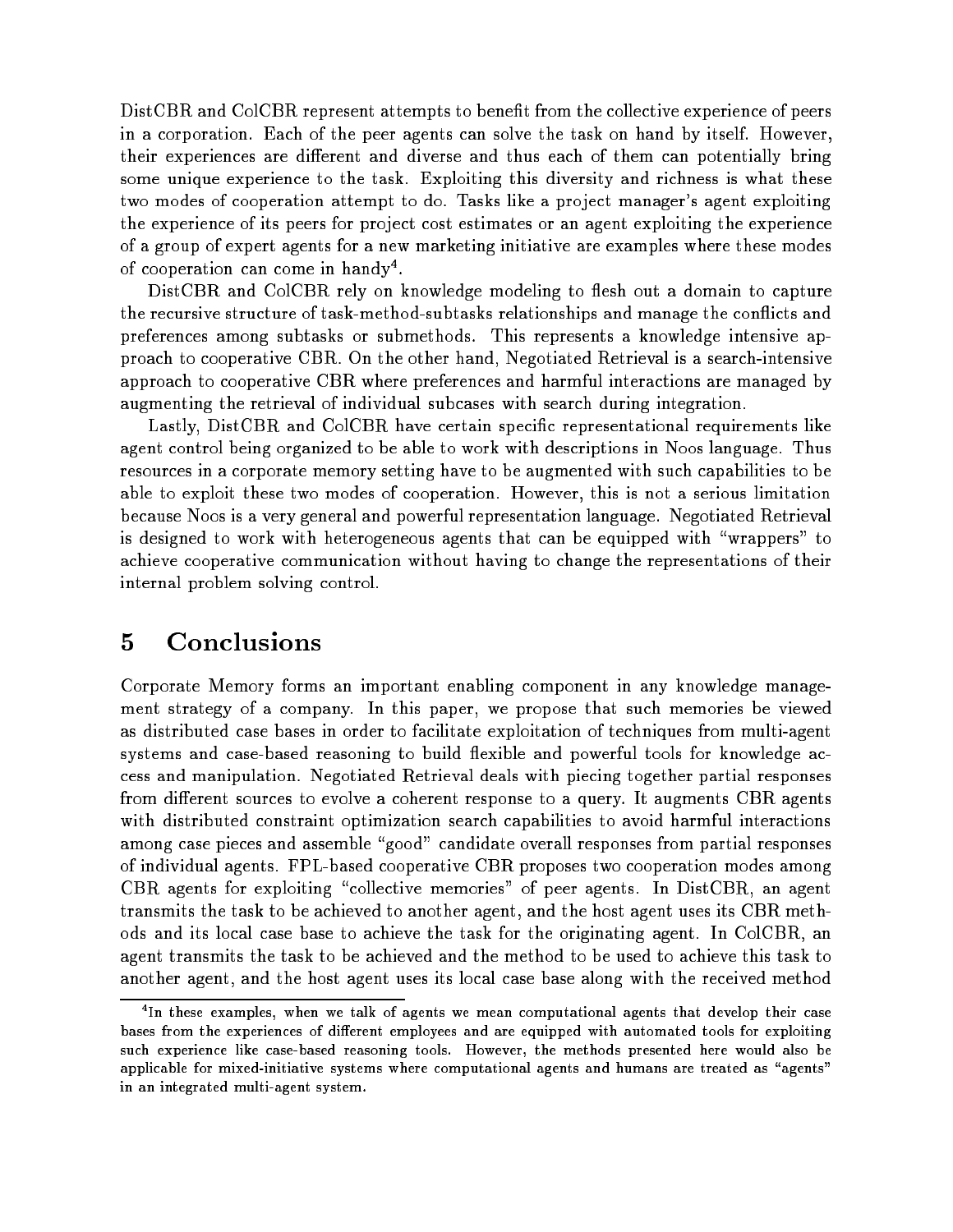DistCBR and ColCBR represent attempts to benefit from the collective experience of peers in a corporation. Each of the peer agents can solve the task on hand by itself. However, their experiences are different and diverse and thus each of them can potentially bring some unique experience to the task. Exploiting this diversity and richness is what these two modes of cooperation attempt to do. Tasks like a project manager's agent exploiting the experience of its peers for project cost estimates or an agent exploiting the experience of a group of expert agents for a new marketing initiative are examples where these modes of cooperation can come in handy[4].

DistCBR and ColCBR rely on knowledge modeling to flesh out a domain to capture the recursive structure of task-method-subtasks relationships and manage the conflicts and preferences among subtasks or submethods. This represents a knowledge intensive approach to cooperative CBR. On the other hand, Negotiated Retrieval is a search-intensive approach to cooperative CBR where preferences and harmful interactions are managed by augmenting the retrieval of individual subcases with search during integration.

Lastly, DistCBR and ColCBR have certain specific representational requirements like agent control being organized to be able to work with descriptions in Noos language. Thus resources in a corporate memory setting have to be augmented with such capabilities to be able to exploit these two modes of cooperation. However, this is not a serious limitation because Noos is a very general and powerful representation language. Negotiated Retrieval is designed to work with heterogeneous agents that can be equipped with "wrappers" to achieve cooperative communication without having to change the representations of their internal problem solving control.

# 5 Conclusions

Corporate Memory forms an important enabling component in any knowledge management strategy of a company. In this paper, we propose that such memories be viewed as distributed case bases in order to facilitate exploitation of techniques from multi-agent systems and case-based reasoning to build flexible and powerful tools for knowledge access and manipulation. Negotiated Retrieval deals with piecing together partial responses from different sources to evolve a coherent response to a query. It augments CBR agents with distributed constraint optimization search capabilities to avoid harmful interactions among case pieces and assemble "good" candidate overall responses from partial responses of individual agents. FPL-based cooperative CBR proposes two cooperation modes among CBR agents for exploiting "collective memories" of peer agents. In DistCBR, an agent transmits the task to be achieved to another agent, and the host agent uses its CBR methods and its local case base to achieve the task for the originating agent. In ColCBR, an agent transmits the task to be achieved and the method to be used to achieve this task to another agent, and the host agent uses its local case base along with the received method

[4]In these examples, when we talk of agents we mean computational agents that develop their case bases from the experiences of different employees and are equipped with automated tools for exploiting such experience like case-based reasoning tools. However, the methods presented here would also be applicable for mixed-initiative systems where computational agents and humans are treated as "agents" in an integrated multi-agent system.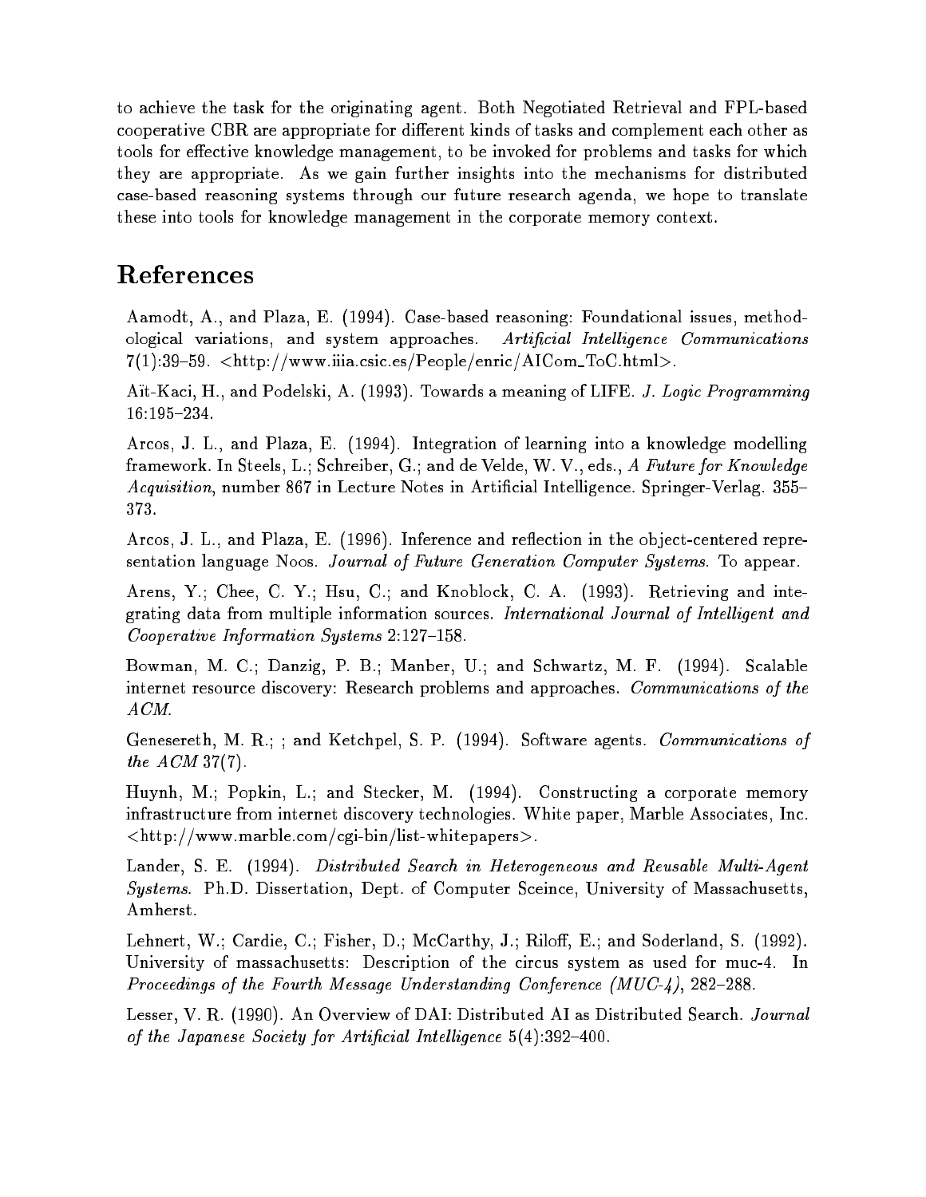to achieve the task for the originating agent. Both Negotiated Retrieval and FPL-based cooperative CBR are appropriate for different kinds of tasks and complement each other as tools for effective knowledge management, to be invoked for problems and tasks for which they are appropriate. As we gain further insights into the mechanisms for distributed case-based reasoning systems through our future research agenda, we hope to translate these into tools for knowledge management in the corporate memory context.

## References

Aamodt, A., and Plaza, E. (1994). Case-based reasoning: Foundational issues, methodological variations, and system approaches. *Artificial Intelligence Communications* 7(1):39–59. <http://www.iiia.csic.es/People/enric/AICom_ToC.html>.

Aït-Kaci, H., and Podelski, A. (1993). Towards a meaning of LIFE. *J. Logic Programming* 16:195–234.

Arcos, J. L., and Plaza, E. (1994). Integration of learning into a knowledge modelling framework. In Steels, L.; Schreiber, G.; and de Velde, W. V., eds., *A Future for Knowledge Acquisition*, number 867 in Lecture Notes in Artificial Intelligence. Springer-Verlag. 355–373.

Arcos, J. L., and Plaza, E. (1996). Inference and reflection in the object-centered representation language Noos. *Journal of Future Generation Computer Systems*. To appear.

Arens, Y.; Chee, C. Y.; Hsu, C.; and Knoblock, C. A. (1993). Retrieving and integrating data from multiple information sources. *International Journal of Intelligent and Cooperative Information Systems* 2:127–158.

Bowman, M. C.; Danzig, P. B.; Manber, U.; and Schwartz, M. F. (1994). Scalable internet resource discovery: Research problems and approaches. *Communications of the ACM*.

Genesereth, M. R.; ; and Ketchpel, S. P. (1994). Software agents. *Communications of the ACM* 37(7).

Huynh, M.; Popkin, L.; and Stecker, M. (1994). Constructing a corporate memory infrastructure from internet discovery technologies. White paper, Marble Associates, Inc. <http://www.marble.com/cgi-bin/list-whitepapers>.

Lander, S. E. (1994). *Distributed Search in Heterogeneous and Reusable Multi-Agent Systems*. Ph.D. Dissertation, Dept. of Computer Sceince, University of Massachusetts, Amherst.

Lehnert, W.; Cardie, C.; Fisher, D.; McCarthy, J.; Riloff, E.; and Soderland, S. (1992). University of massachusetts: Description of the circus system as used for muc-4. In *Proceedings of the Fourth Message Understanding Conference (MUC-4)*, 282–288.

Lesser, V. R. (1990). An Overview of DAI: Distributed AI as Distributed Search. *Journal of the Japanese Society for Artificial Intelligence* 5(4):392–400.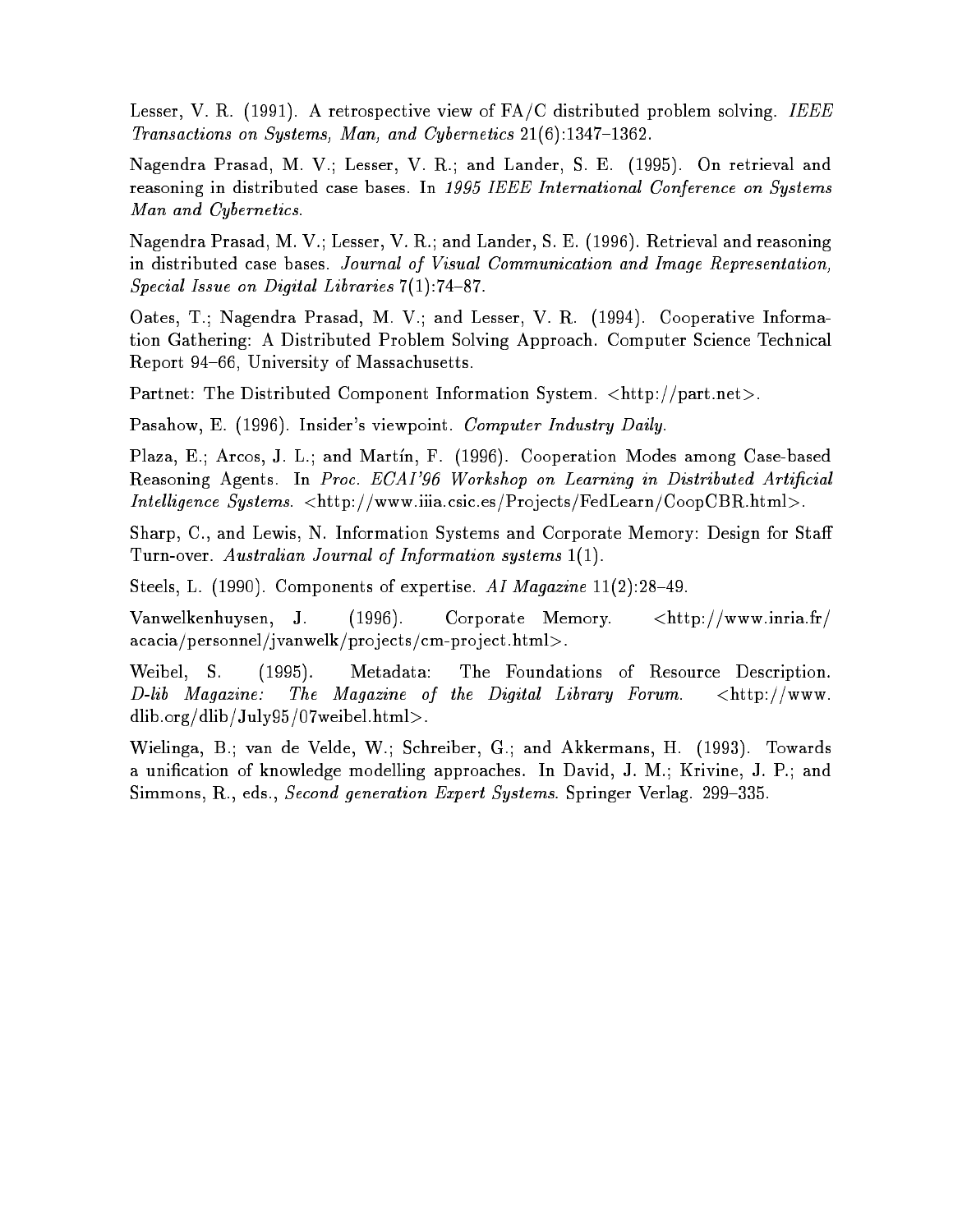Lesser, V. R. (1991). A retrospective view of FA/C distributed problem solving. *IEEE Transactions on Systems, Man, and Cybernetics* 21(6):1347–1362.

Nagendra Prasad, M. V.; Lesser, V. R.; and Lander, S. E. (1995). On retrieval and reasoning in distributed case bases. In *1995 IEEE International Conference on Systems Man and Cybernetics*.

Nagendra Prasad, M. V.; Lesser, V. R.; and Lander, S. E. (1996). Retrieval and reasoning in distributed case bases. *Journal of Visual Communication and Image Representation, Special Issue on Digital Libraries* 7(1):74–87.

Oates, T.; Nagendra Prasad, M. V.; and Lesser, V. R. (1994). Cooperative Information Gathering: A Distributed Problem Solving Approach. Computer Science Technical Report 94–66, University of Massachusetts.

Partnet: The Distributed Component Information System. <http://part.net>.

Pasahow, E. (1996). Insider's viewpoint. *Computer Industry Daily*.

Plaza, E.; Arcos, J. L.; and Martín, F. (1996). Cooperation Modes among Case-based Reasoning Agents. In *Proc. ECAI'96 Workshop on Learning in Distributed Artificial Intelligence Systems*. <http://www.iiia.csic.es/Projects/FedLearn/CoopCBR.html>.

Sharp, C., and Lewis, N. Information Systems and Corporate Memory: Design for Staff Turn-over. *Australian Journal of Information systems* 1(1).

Steels, L. (1990). Components of expertise. *AI Magazine* 11(2):28–49.

Vanwelkenhuysen, J. (1996). Corporate Memory. <http://www.inria.fr/acacia/personnel/jvanwelk/projects/cm-project.html>.

Weibel, S. (1995). Metadata: The Foundations of Resource Description. *D-lib Magazine: The Magazine of the Digital Library Forum.* <http://www.dlib.org/dlib/July95/07weibel.html>.

Wielinga, B.; van de Velde, W.; Schreiber, G.; and Akkermans, H. (1993). Towards a unification of knowledge modelling approaches. In David, J. M.; Krivine, J. P.; and Simmons, R., eds., *Second generation Expert Systems*. Springer Verlag. 299–335.